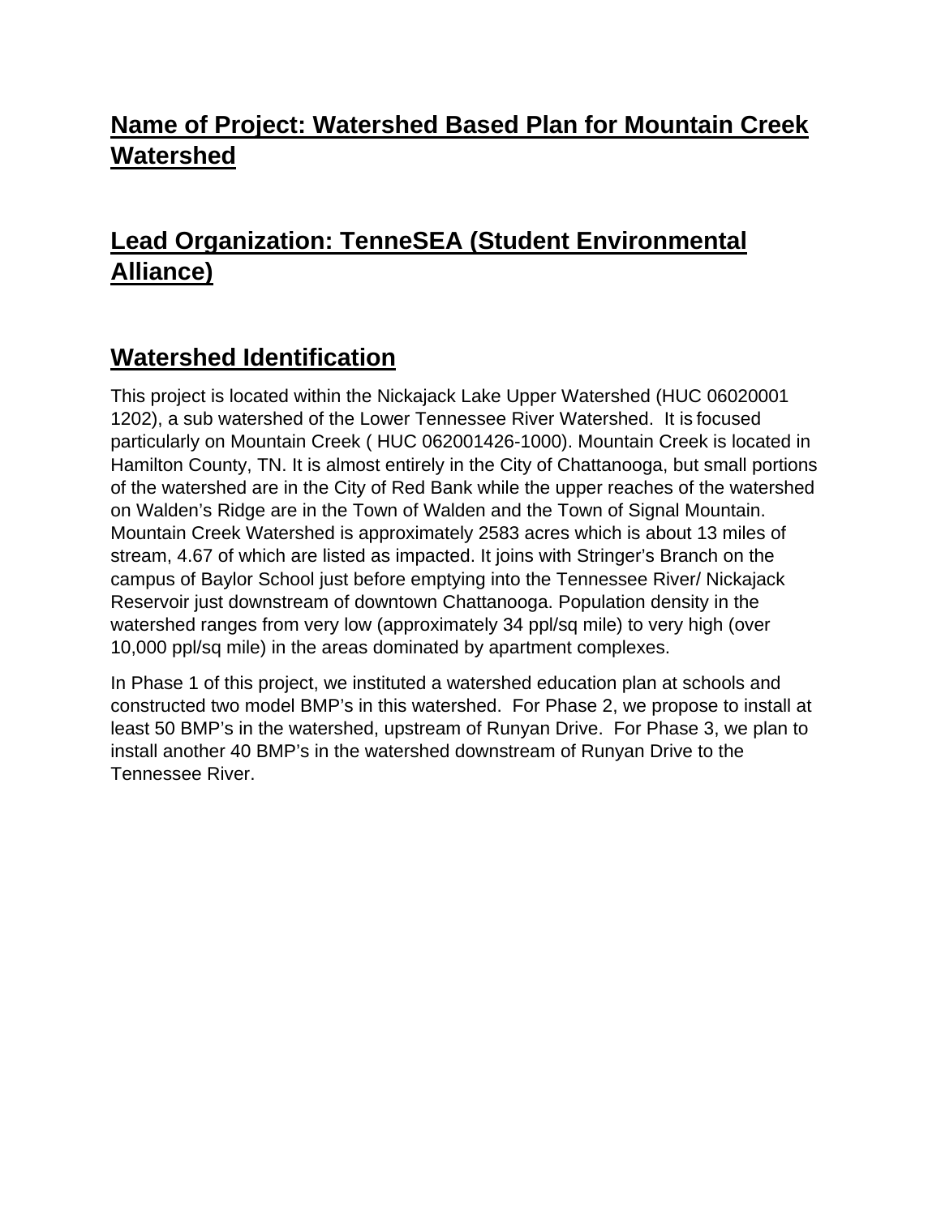## Name of Project: Watershed Based Plan for Mountain Creek Watershed

## Lead Organization: TenneSEA (Student Environmental Alliance)

## Watershed Identification

This project is located within the Nickajack Lake Upper Watershed (HUC 06020001 1202), a sub watershed of the Lower Tennessee River Watershed. It is focused particularly on Mountain Creek ( HUC 062001426-1000). Mountain Creek is located in Hamilton County, TN. It is almost entirely in the City of Chattanooga, but small portions of the watershed are in the City of Red Bank while the upper reaches of the watershed on Walden's Ridge are in the Town of Walden and the Town of Signal Mountain. Mountain Creek Watershed is approximately 2583 acres which is about 13 miles of stream, 4.67 of which are listed as impacted. It joins with Stringer's Branch on the campus of Baylor School just before emptying into the Tennessee River/ Nickajack Reservoir just downstream of downtown Chattanooga. Population density in the watershed ranges from very low (approximately 34 ppl/sq mile) to very high (over 10,000 ppl/sq mile) in the areas dominated by apartment complexes.

In Phase 1 of this project, we instituted a watershed education plan at schools and constructed two model BMP's in this watershed. For Phase 2, we propose to install at least 50 BMP's in the watershed, upstream of Runyan Drive. For Phase 3, we plan to install another 40 BMP's in the watershed downstream of Runyan Drive to the Tennessee River.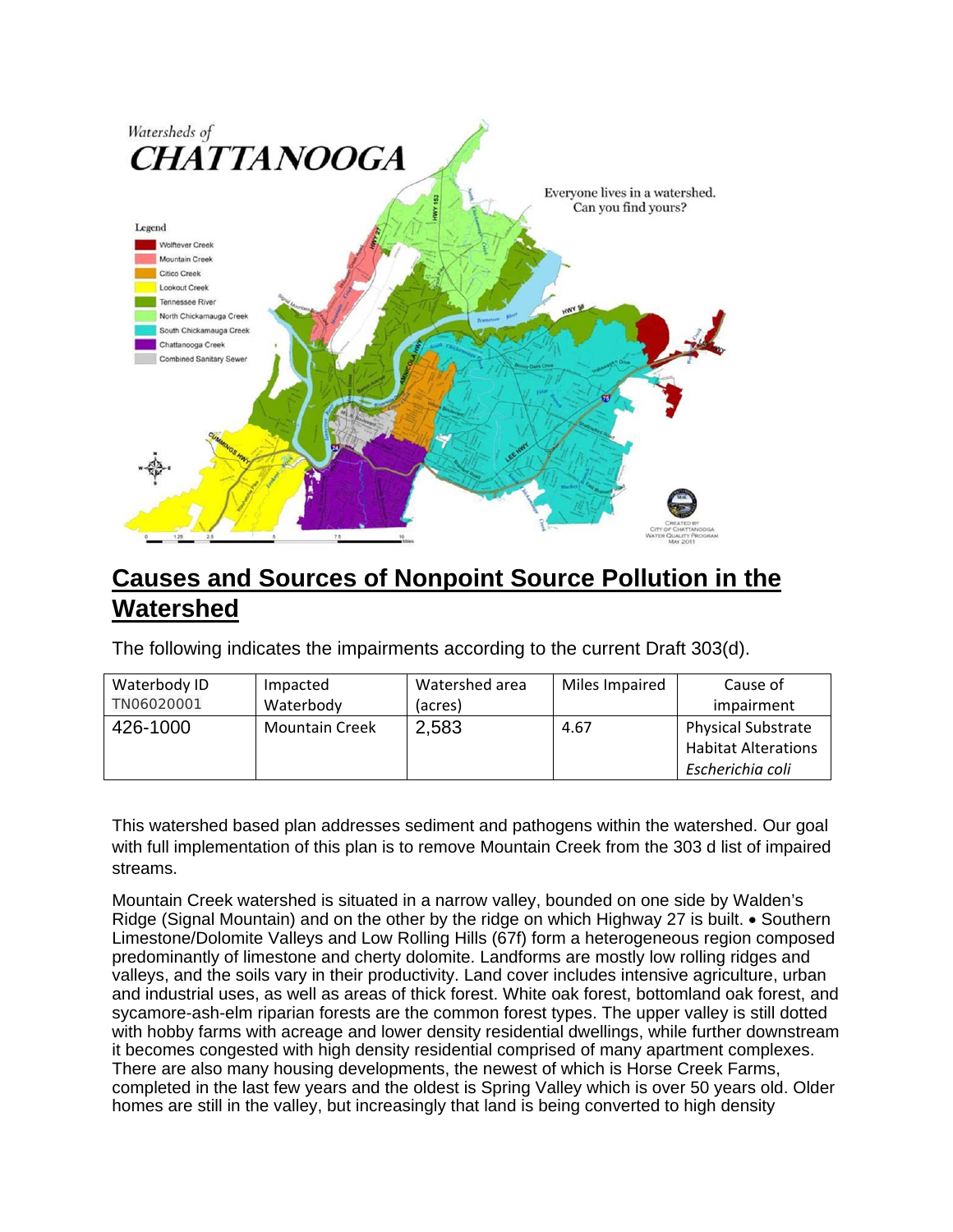## Causes and Sources of Nonpoint Source Pollution in the Watershed

The following indicates the impairments according to the current Draft 303(d).

| Waterbody ID TN06020001 | Impacted Waterbody | Watershed area (acres) | Miles Impaired | Cause of impairment |
|---|---|---|---|---|
| 426-1000 | Mountain Creek | 2,583 | 4.67 | Physical Substrate Habitat Alterations *Escherichia coli* |

This watershed based plan addresses sediment and pathogens within the watershed. Our goal with full implementation of this plan is to remove Mountain Creek from the 303 d list of impaired streams.

Mountain Creek watershed is situated in a narrow valley, bounded on one side by Walden's Ridge (Signal Mountain) and on the other by the ridge on which Highway 27 is built. • Southern Limestone/Dolomite Valleys and Low Rolling Hills (67f) form a heterogeneous region composed predominantly of limestone and cherty dolomite. Landforms are mostly low rolling ridges and valleys, and the soils vary in their productivity. Land cover includes intensive agriculture, urban and industrial uses, as well as areas of thick forest. White oak forest, bottomland oak forest, and sycamore-ash-elm riparian forests are the common forest types. The upper valley is still dotted with hobby farms with acreage and lower density residential dwellings, while further downstream it becomes congested with high density residential comprised of many apartment complexes. There are also many housing developments, the newest of which is Horse Creek Farms, completed in the last few years and the oldest is Spring Valley which is over 50 years old. Older homes are still in the valley, but increasingly that land is being converted to high density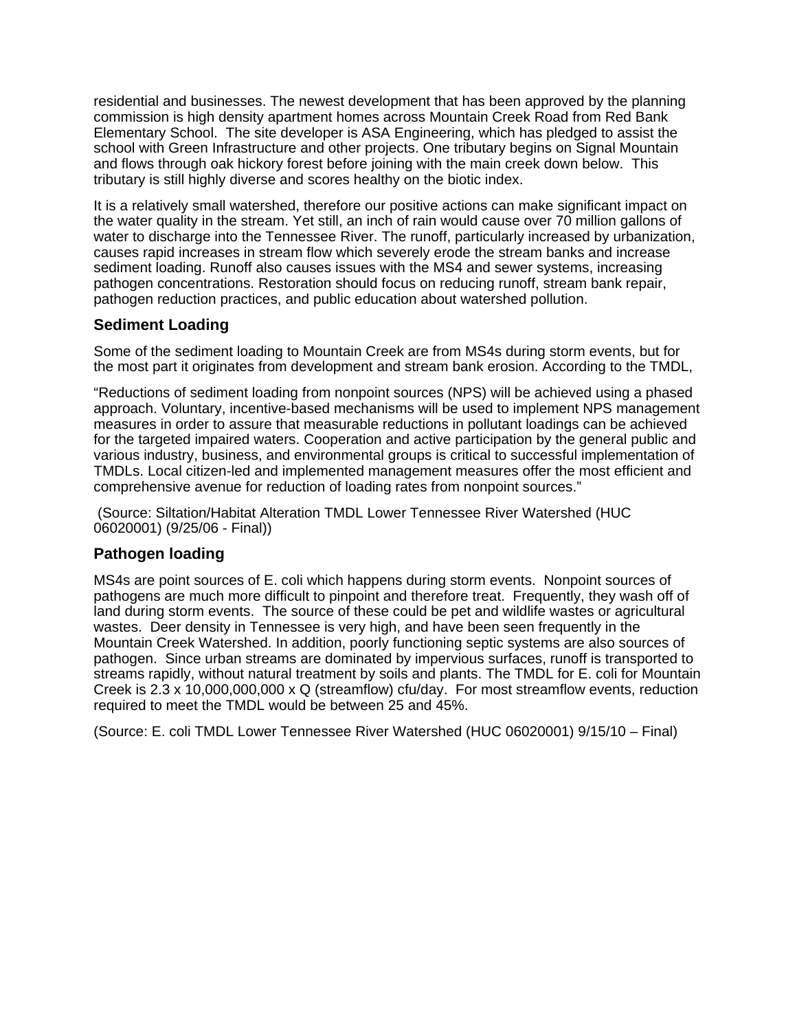residential and businesses. The newest development that has been approved by the planning commission is high density apartment homes across Mountain Creek Road from Red Bank Elementary School. The site developer is ASA Engineering, which has pledged to assist the school with Green Infrastructure and other projects. One tributary begins on Signal Mountain and flows through oak hickory forest before joining with the main creek down below. This tributary is still highly diverse and scores healthy on the biotic index.

It is a relatively small watershed, therefore our positive actions can make significant impact on the water quality in the stream. Yet still, an inch of rain would cause over 70 million gallons of water to discharge into the Tennessee River. The runoff, particularly increased by urbanization, causes rapid increases in stream flow which severely erode the stream banks and increase sediment loading. Runoff also causes issues with the MS4 and sewer systems, increasing pathogen concentrations. Restoration should focus on reducing runoff, stream bank repair, pathogen reduction practices, and public education about watershed pollution.

### Sediment Loading

Some of the sediment loading to Mountain Creek are from MS4s during storm events, but for the most part it originates from development and stream bank erosion. According to the TMDL,

"Reductions of sediment loading from nonpoint sources (NPS) will be achieved using a phased approach. Voluntary, incentive-based mechanisms will be used to implement NPS management measures in order to assure that measurable reductions in pollutant loadings can be achieved for the targeted impaired waters. Cooperation and active participation by the general public and various industry, business, and environmental groups is critical to successful implementation of TMDLs. Local citizen-led and implemented management measures offer the most efficient and comprehensive avenue for reduction of loading rates from nonpoint sources."

(Source: Siltation/Habitat Alteration TMDL Lower Tennessee River Watershed (HUC 06020001) (9/25/06 - Final))

### Pathogen loading

MS4s are point sources of E. coli which happens during storm events. Nonpoint sources of pathogens are much more difficult to pinpoint and therefore treat. Frequently, they wash off of land during storm events. The source of these could be pet and wildlife wastes or agricultural wastes. Deer density in Tennessee is very high, and have been seen frequently in the Mountain Creek Watershed. In addition, poorly functioning septic systems are also sources of pathogen. Since urban streams are dominated by impervious surfaces, runoff is transported to streams rapidly, without natural treatment by soils and plants. The TMDL for E. coli for Mountain Creek is 2.3 x 10,000,000,000 x Q (streamflow) cfu/day. For most streamflow events, reduction required to meet the TMDL would be between 25 and 45%.

(Source: E. coli TMDL Lower Tennessee River Watershed (HUC 06020001) 9/15/10 – Final)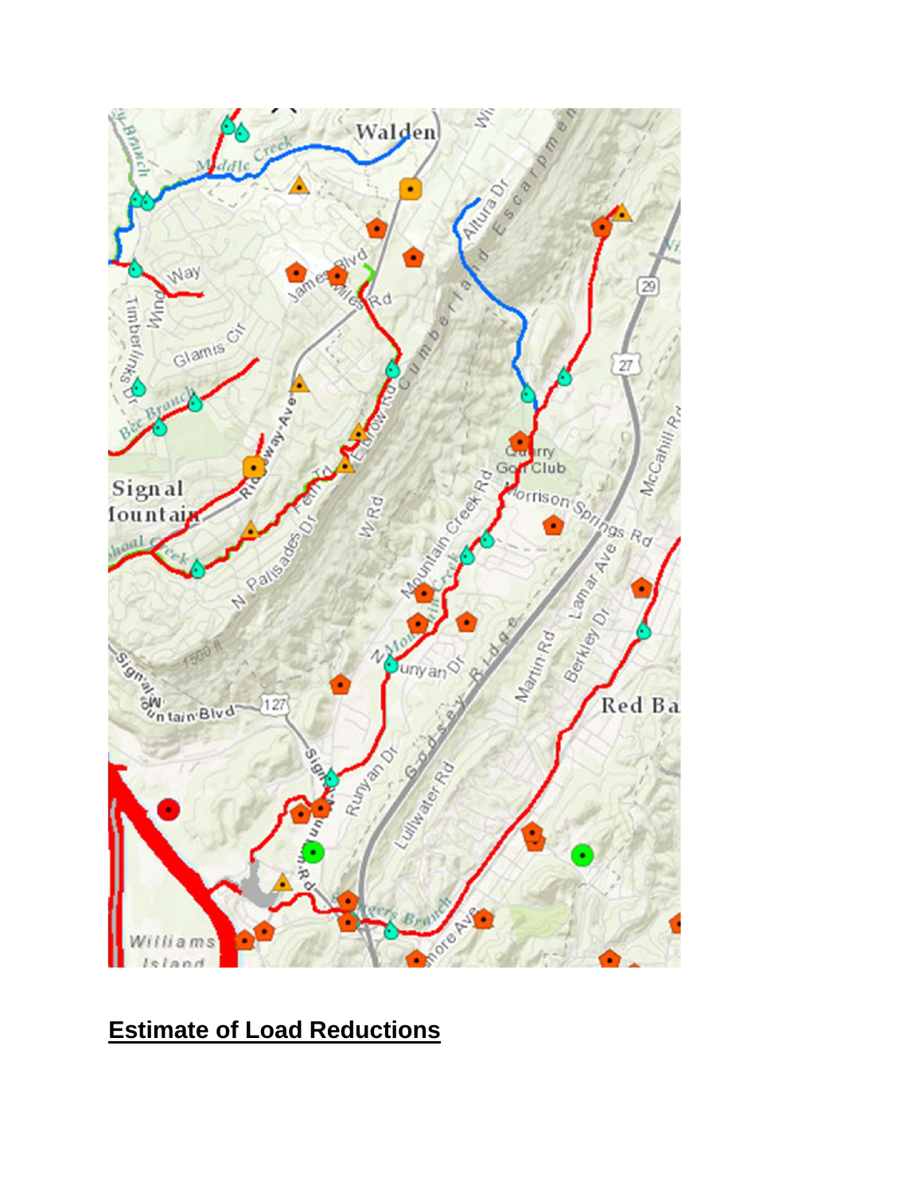## Estimate of Load Reductions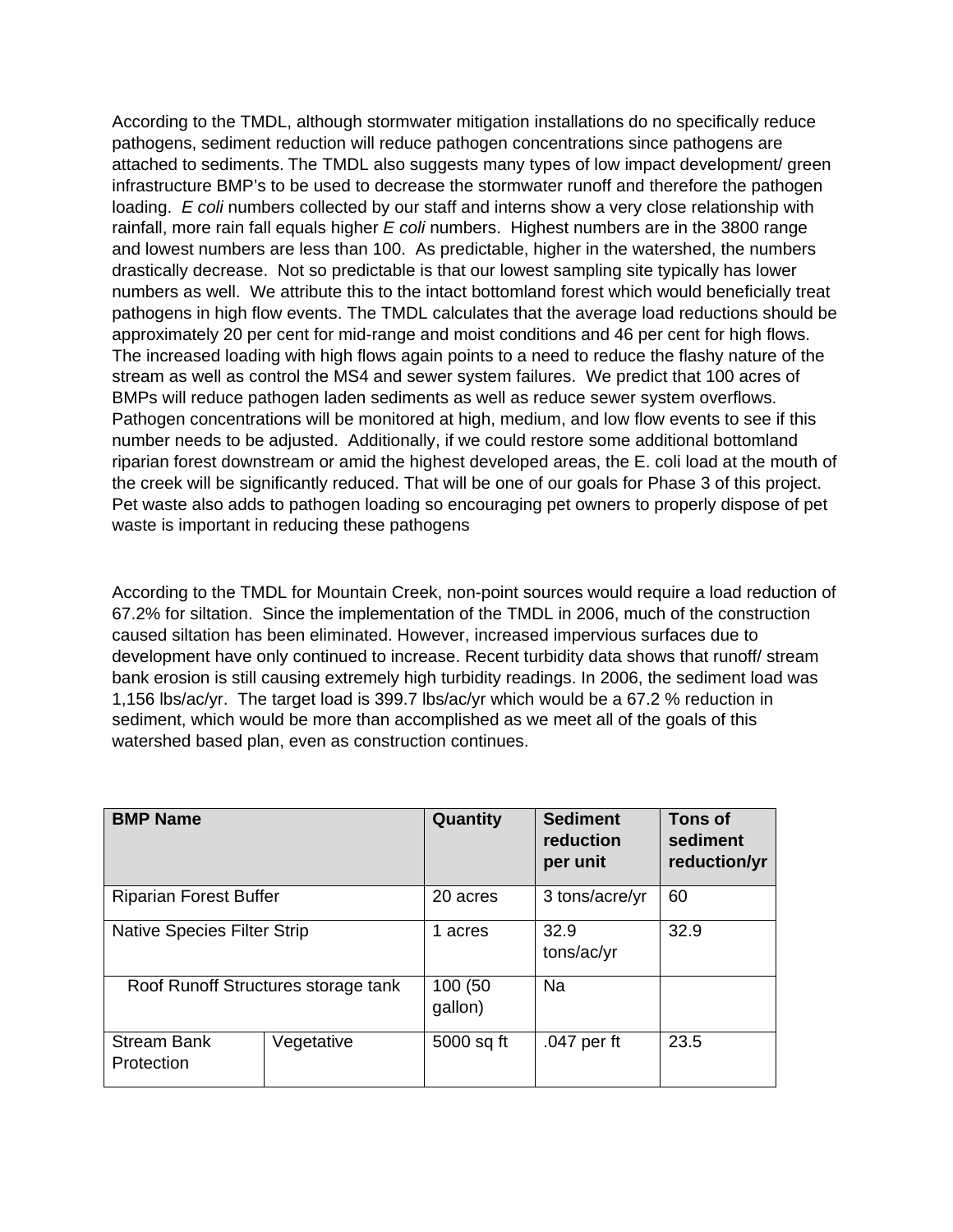According to the TMDL, although stormwater mitigation installations do no specifically reduce pathogens, sediment reduction will reduce pathogen concentrations since pathogens are attached to sediments. The TMDL also suggests many types of low impact development/ green infrastructure BMP's to be used to decrease the stormwater runoff and therefore the pathogen loading. *E coli* numbers collected by our staff and interns show a very close relationship with rainfall, more rain fall equals higher *E coli* numbers. Highest numbers are in the 3800 range and lowest numbers are less than 100. As predictable, higher in the watershed, the numbers drastically decrease. Not so predictable is that our lowest sampling site typically has lower numbers as well. We attribute this to the intact bottomland forest which would beneficially treat pathogens in high flow events. The TMDL calculates that the average load reductions should be approximately 20 per cent for mid-range and moist conditions and 46 per cent for high flows. The increased loading with high flows again points to a need to reduce the flashy nature of the stream as well as control the MS4 and sewer system failures. We predict that 100 acres of BMPs will reduce pathogen laden sediments as well as reduce sewer system overflows. Pathogen concentrations will be monitored at high, medium, and low flow events to see if this number needs to be adjusted. Additionally, if we could restore some additional bottomland riparian forest downstream or amid the highest developed areas, the E. coli load at the mouth of the creek will be significantly reduced. That will be one of our goals for Phase 3 of this project. Pet waste also adds to pathogen loading so encouraging pet owners to properly dispose of pet waste is important in reducing these pathogens

According to the TMDL for Mountain Creek, non-point sources would require a load reduction of 67.2% for siltation. Since the implementation of the TMDL in 2006, much of the construction caused siltation has been eliminated. However, increased impervious surfaces due to development have only continued to increase. Recent turbidity data shows that runoff/ stream bank erosion is still causing extremely high turbidity readings. In 2006, the sediment load was 1,156 lbs/ac/yr. The target load is 399.7 lbs/ac/yr which would be a 67.2 % reduction in sediment, which would be more than accomplished as we meet all of the goals of this watershed based plan, even as construction continues.

| BMP Name | | Quantity | Sediment reduction per unit | Tons of sediment reduction/yr |
|---|---|---|---|---|
| Riparian Forest Buffer | | 20 acres | 3 tons/acre/yr | 60 |
| Native Species Filter Strip | | 1 acres | 32.9 tons/ac/yr | 32.9 |
| Roof Runoff Structures storage tank | | 100 (50 gallon) | Na | |
| Stream Bank Protection | Vegetative | 5000 sq ft | .047 per ft | 23.5 |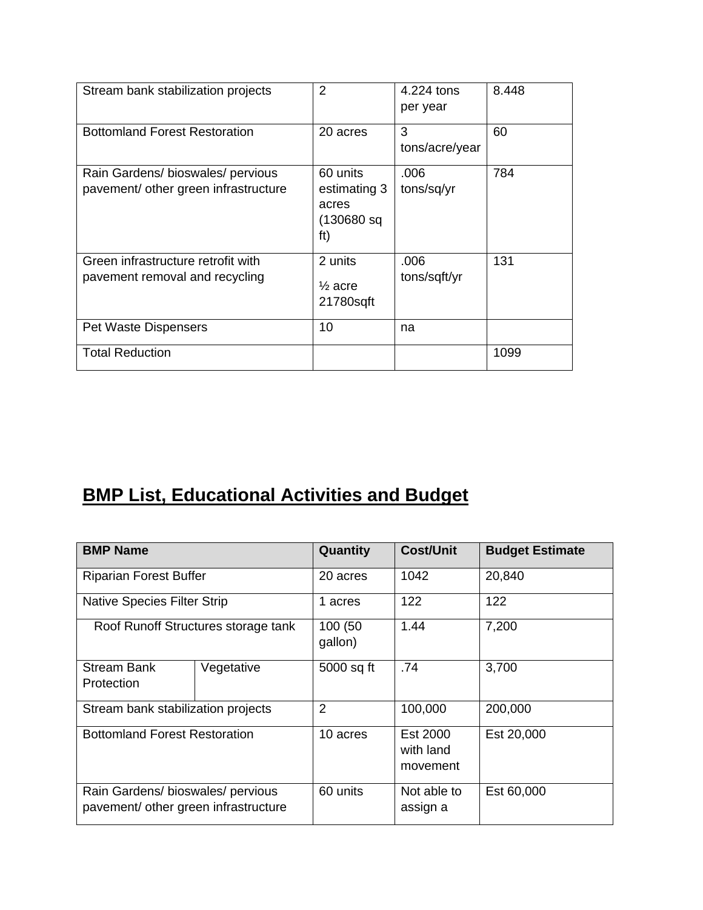| | | | |
|---|---|---|---|
| Stream bank stabilization projects | 2 | 4.224 tons per year | 8.448 |
| Bottomland Forest Restoration | 20 acres | 3 tons/acre/year | 60 |
| Rain Gardens/ bioswales/ pervious pavement/ other green infrastructure | 60 units estimating 3 acres (130680 sq ft) | .006 tons/sq/yr | 784 |
| Green infrastructure retrofit with pavement removal and recycling | 2 units ½ acre 21780sqft | .006 tons/sqft/yr | 131 |
| Pet Waste Dispensers | 10 | na | |
| Total Reduction | | | 1099 |

## BMP List, Educational Activities and Budget

| BMP Name | | Quantity | Cost/Unit | Budget Estimate |
|---|---|---|---|---|
| Riparian Forest Buffer | | 20 acres | 1042 | 20,840 |
| Native Species Filter Strip | | 1 acres | 122 | 122 |
| Roof Runoff Structures storage tank | | 100 (50 gallon) | 1.44 | 7,200 |
| Stream Bank Protection | Vegetative | 5000 sq ft | .74 | 3,700 |
| Stream bank stabilization projects | | 2 | 100,000 | 200,000 |
| Bottomland Forest Restoration | | 10 acres | Est 2000 with land movement | Est 20,000 |
| Rain Gardens/ bioswales/ pervious pavement/ other green infrastructure | | 60 units | Not able to assign a | Est 60,000 |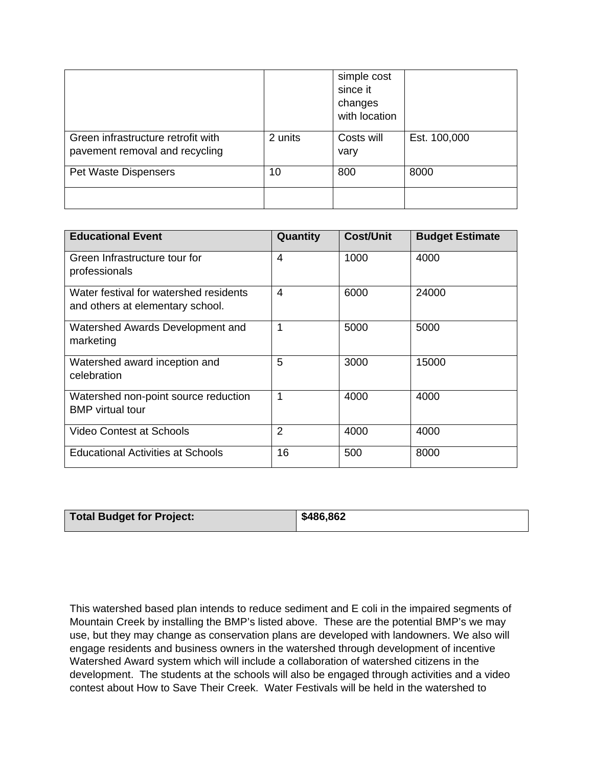| | | simple cost since it changes with location | |
|---|---|---|---|
| Green infrastructure retrofit with pavement removal and recycling | 2 units | Costs will vary | Est. 100,000 |
| Pet Waste Dispensers | 10 | 800 | 8000 |
| | | | |

| **Educational Event** | **Quantity** | **Cost/Unit** | **Budget Estimate** |
|---|---|---|---|
| Green Infrastructure tour for professionals | 4 | 1000 | 4000 |
| Water festival for watershed residents and others at elementary school. | 4 | 6000 | 24000 |
| Watershed Awards Development and marketing | 1 | 5000 | 5000 |
| Watershed award inception and celebration | 5 | 3000 | 15000 |
| Watershed non-point source reduction BMP virtual tour | 1 | 4000 | 4000 |
| Video Contest at Schools | 2 | 4000 | 4000 |
| Educational Activities at Schools | 16 | 500 | 8000 |

| **Total Budget for Project:** | **$486,862** |
|---|---|

This watershed based plan intends to reduce sediment and E coli in the impaired segments of Mountain Creek by installing the BMP's listed above. These are the potential BMP's we may use, but they may change as conservation plans are developed with landowners. We also will engage residents and business owners in the watershed through development of incentive Watershed Award system which will include a collaboration of watershed citizens in the development. The students at the schools will also be engaged through activities and a video contest about How to Save Their Creek. Water Festivals will be held in the watershed to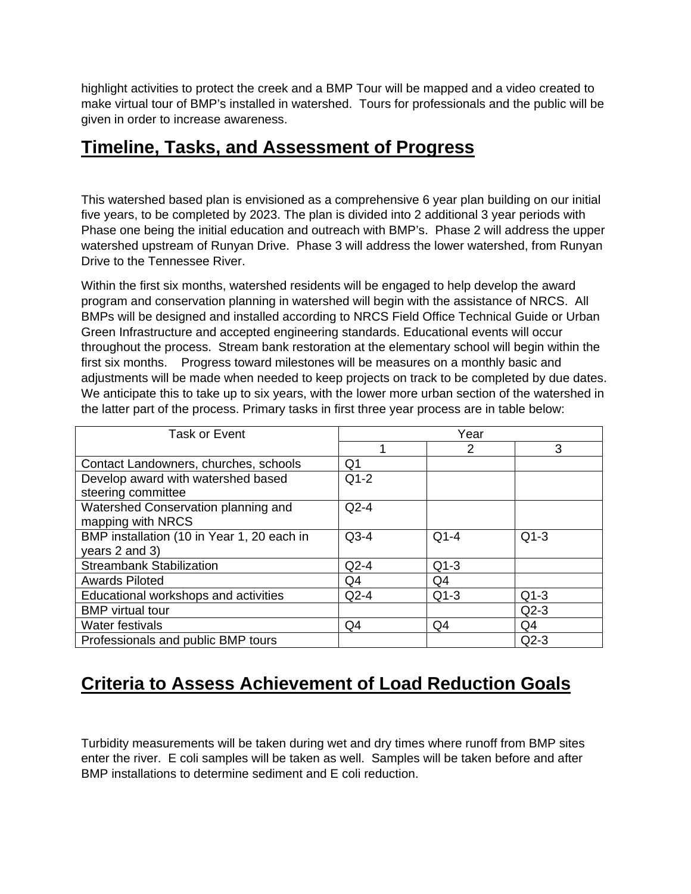highlight activities to protect the creek and a BMP Tour will be mapped and a video created to make virtual tour of BMP's installed in watershed. Tours for professionals and the public will be given in order to increase awareness.

## Timeline, Tasks, and Assessment of Progress

This watershed based plan is envisioned as a comprehensive 6 year plan building on our initial five years, to be completed by 2023. The plan is divided into 2 additional 3 year periods with Phase one being the initial education and outreach with BMP's. Phase 2 will address the upper watershed upstream of Runyan Drive. Phase 3 will address the lower watershed, from Runyan Drive to the Tennessee River.

Within the first six months, watershed residents will be engaged to help develop the award program and conservation planning in watershed will begin with the assistance of NRCS. All BMPs will be designed and installed according to NRCS Field Office Technical Guide or Urban Green Infrastructure and accepted engineering standards. Educational events will occur throughout the process. Stream bank restoration at the elementary school will begin within the first six months. Progress toward milestones will be measures on a monthly basic and adjustments will be made when needed to keep projects on track to be completed by due dates. We anticipate this to take up to six years, with the lower more urban section of the watershed in the latter part of the process. Primary tasks in first three year process are in table below:

| Task or Event | Year | | |
|---|---|---|---|
| | 1 | 2 | 3 |
| Contact Landowners, churches, schools | Q1 | | |
| Develop award with watershed based steering committee | Q1-2 | | |
| Watershed Conservation planning and mapping with NRCS | Q2-4 | | |
| BMP installation (10 in Year 1, 20 each in years 2 and 3) | Q3-4 | Q1-4 | Q1-3 |
| Streambank Stabilization | Q2-4 | Q1-3 | |
| Awards Piloted | Q4 | Q4 | |
| Educational workshops and activities | Q2-4 | Q1-3 | Q1-3 |
| BMP virtual tour | | | Q2-3 |
| Water festivals | Q4 | Q4 | Q4 |
| Professionals and public BMP tours | | | Q2-3 |

## Criteria to Assess Achievement of Load Reduction Goals

Turbidity measurements will be taken during wet and dry times where runoff from BMP sites enter the river. E coli samples will be taken as well. Samples will be taken before and after BMP installations to determine sediment and E coli reduction.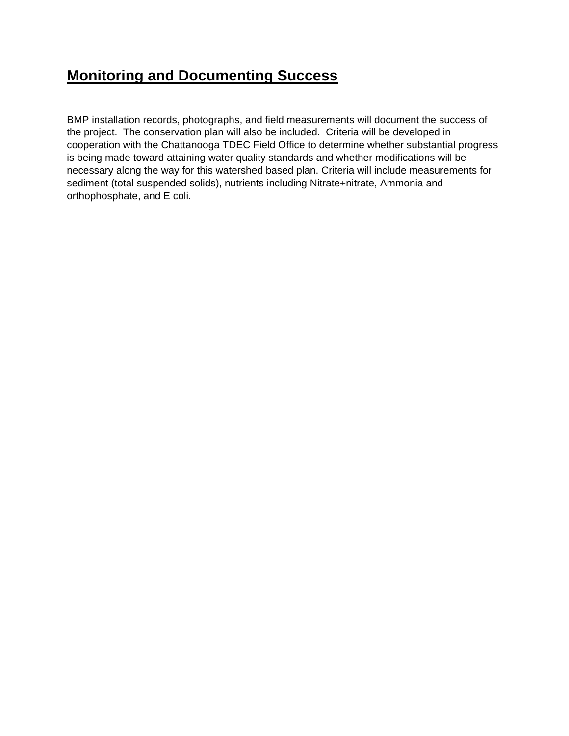## Monitoring and Documenting Success

BMP installation records, photographs, and field measurements will document the success of the project. The conservation plan will also be included. Criteria will be developed in cooperation with the Chattanooga TDEC Field Office to determine whether substantial progress is being made toward attaining water quality standards and whether modifications will be necessary along the way for this watershed based plan. Criteria will include measurements for sediment (total suspended solids), nutrients including Nitrate+nitrate, Ammonia and orthophosphate, and E coli.